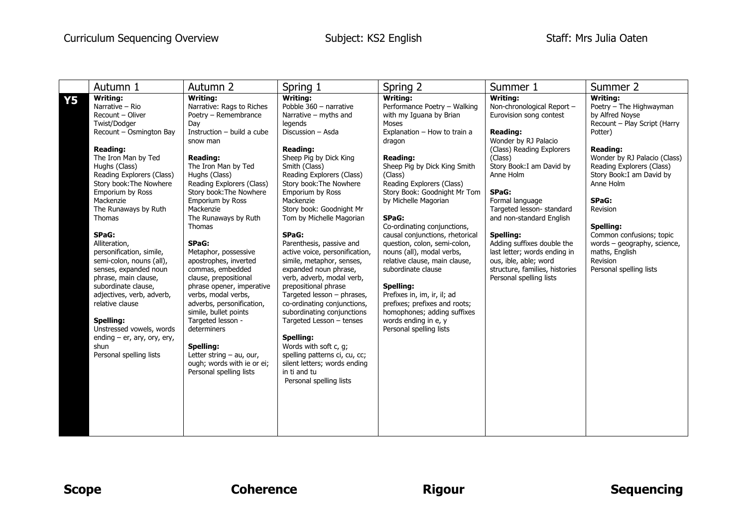Curriculum Sequencing Overview | Subject: KS2 English | Staff: Mrs Julia Oaten

| | Autumn 1 | Autumn 2 | Spring 1 | Spring 2 | Summer 1 | Summer 2 |
|---|---|---|---|---|---|---|
| **Y5** | **Writing:**<br>Narrative – Rio<br>Recount – Oliver Twist/Dodger<br>Recount – Osmington Bay<br><br>**Reading:**<br>The Iron Man by Ted Hughs (Class)<br>Reading Explorers (Class)<br>Story book:The Nowhere Emporium by Ross Mackenzie<br>The Runaways by Ruth Thomas<br><br>**SPaG:**<br>Alliteration, personification, simile, semi-colon, nouns (all), senses, expanded noun phrase, main clause, subordinate clause, adjectives, verb, adverb, relative clause<br><br>**Spelling:**<br>Unstressed vowels, words ending – er, ary, ory, ery, shun<br>Personal spelling lists | **Writing:**<br>Narrative: Rags to Riches<br>Poetry – Remembrance Day<br>Instruction – build a cube snow man<br><br>**Reading:**<br>The Iron Man by Ted Hughs (Class)<br>Reading Explorers (Class)<br>Story book:The Nowhere Emporium by Ross Mackenzie<br>The Runaways by Ruth Thomas<br><br>**SPaG:**<br>Metaphor, possessive apostrophes, inverted commas, embedded clause, prepositional phrase opener, imperative verbs, modal verbs, adverbs, personification, simile, bullet points<br>Targeted lesson - determiners<br><br>**Spelling:**<br>Letter string – au, our, ough; words with ie or ei;<br>Personal spelling lists | **Writing:**<br>Pobble 360 – narrative<br>Narrative – myths and legends<br>Discussion – Asda<br><br>**Reading:**<br>Sheep Pig by Dick King Smith (Class)<br>Reading Explorers (Class)<br>Story book:The Nowhere Emporium by Ross Mackenzie<br>Story book: Goodnight Mr Tom by Michelle Magorian<br><br>**SPaG:**<br>Parenthesis, passive and active voice, personification, simile, metaphor, senses, expanded noun phrase, verb, adverb, modal verb, prepositional phrase<br>Targeted lesson – phrases, co-ordinating conjunctions, subordinating conjunctions<br>Targeted Lesson – tenses<br><br>**Spelling:**<br>Words with soft c, g; spelling patterns ci, cu, cc; silent letters; words ending in ti and tu<br>Personal spelling lists | **Writing:**<br>Performance Poetry – Walking with my Iguana by Brian Moses<br>Explanation – How to train a dragon<br><br>**Reading:**<br>Sheep Pig by Dick King Smith (Class)<br>Reading Explorers (Class)<br>Story Book: Goodnight Mr Tom by Michelle Magorian<br><br>**SPaG:**<br>Co-ordinating conjunctions, causal conjunctions, rhetorical question, colon, semi-colon, nouns (all), modal verbs, relative clause, main clause, subordinate clause<br><br>**Spelling:**<br>Prefixes in, im, ir, il; ad prefixes; prefixes and roots; homophones; adding suffixes words ending in e, y<br>Personal spelling lists | **Writing:**<br>Non-chronological Report – Eurovision song contest<br><br>**Reading:**<br>Wonder by RJ Palacio (Class) Reading Explorers (Class)<br>Story Book:I am David by Anne Holm<br><br>**SPaG:**<br>Formal language<br>Targeted lesson- standard and non-standard English<br><br>**Spelling:**<br>Adding suffixes double the last letter; words ending in ous, ible, able; word structure, families, histories<br>Personal spelling lists | **Writing:**<br>Poetry – The Highwayman by Alfred Noyse<br>Recount – Play Script (Harry Potter)<br><br>**Reading:**<br>Wonder by RJ Palacio (Class)<br>Reading Explorers (Class)<br>Story Book:I am David by Anne Holm<br><br>**SPaG:**<br>Revision<br><br>**Spelling:**<br>Common confusions; topic words – geography, science, maths, English<br>Revision<br>Personal spelling lists |

**Scope** | **Coherence** | **Rigour** | **Sequencing**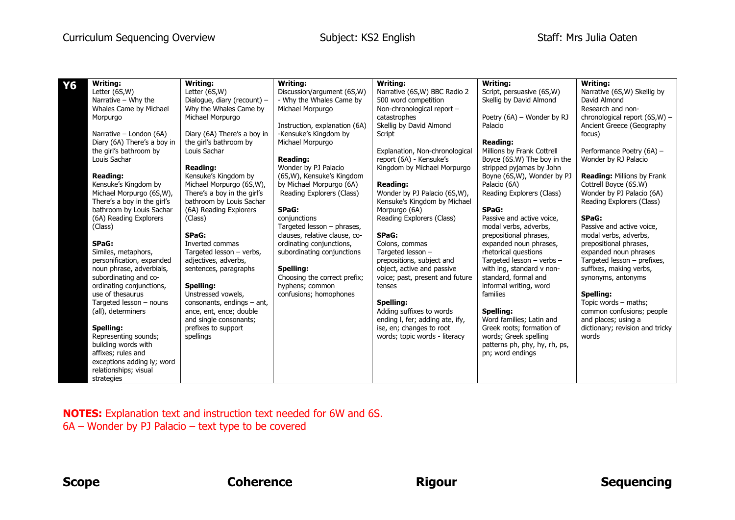Curriculum Sequencing Overview — Subject: KS2 English — Staff: Mrs Julia Oaten

| Y6 | | | | | |
|---|---|---|---|---|---|
| **Writing:**<br>Letter (6S,W)<br>Narrative – Why the Whales Came by Michael Morpurgo<br><br>Narrative – London (6A)<br>Diary (6A) There's a boy in the girl's bathroom by Louis Sachar<br><br>**Reading:**<br>Kensuke's Kingdom by Michael Morpurgo (6S,W), There's a boy in the girl's bathroom by Louis Sachar (6A) Reading Explorers (Class)<br><br>**SPaG:**<br>Similes, metaphors, personification, expanded noun phrase, adverbials, subordinating and co-ordinating conjunctions, use of thesaurus<br>Targeted lesson – nouns (all), determiners<br><br>**Spelling:**<br>Representing sounds; building words with affixes; rules and exceptions adding ly; word relationships; visual strategies | **Writing:**<br>Letter (6S,W)<br>Dialogue, diary (recount) – Why the Whales Came by Michael Morpurgo<br><br>Diary (6A) There's a boy in the girl's bathroom by Louis Sachar<br><br>**Reading:**<br>Kensuke's Kingdom by Michael Morpurgo (6S,W), There's a boy in the girl's bathroom by Louis Sachar (6A) Reading Explorers (Class)<br><br>**SPaG:**<br>Inverted commas<br>Targeted lesson – verbs, adjectives, adverbs, sentences, paragraphs<br><br>**Spelling:**<br>Unstressed vowels, consonants, endings – ant, ance, ent, ence; double and single consonants; prefixes to support spellings | **Writing:**<br>Discussion/argument (6S,W) - Why the Whales Came by Michael Morpurgo<br><br>Instruction, explanation (6A) -Kensuke's Kingdom by Michael Morpurgo<br><br>**Reading:**<br>Wonder by PJ Palacio (6S,W), Kensuke's Kingdom by Michael Morpurgo (6A)<br>Reading Explorers (Class)<br><br>**SPaG:**<br>conjunctions<br>Targeted lesson – phrases, clauses, relative clause, co-ordinating conjunctions, subordinating conjunctions<br><br>**Spelling:**<br>Choosing the correct prefix; hyphens; common confusions; homophones | **Writing:**<br>Narrative (6S,W) BBC Radio 2 500 word competition<br>Non-chronological report – catastrophes<br>Skellig by David Almond<br>Script<br><br>Explanation, Non-chronological report (6A) - Kensuke's Kingdom by Michael Morpurgo<br><br>**Reading:**<br>Wonder by PJ Palacio (6S,W), Kensuke's Kingdom by Michael Morpurgo (6A)<br>Reading Explorers (Class)<br><br>**SPaG:**<br>Colons, commas<br>Targeted lesson – prepositions, subject and object, active and passive voice; past, present and future tenses<br><br>**Spelling:**<br>Adding suffixes to words ending l, fer; adding ate, ify, ise, en; changes to root words; topic words - literacy | **Writing:**<br>Script, persuasive (6S,W) Skellig by David Almond<br><br>Poetry (6A) – Wonder by RJ Palacio<br><br>**Reading:**<br>Millions by Frank Cottrell Boyce (6S.W) The boy in the stripped pyjamas by John Boyne (6S,W), Wonder by PJ Palacio (6A)<br>Reading Explorers (Class)<br><br>**SPaG:**<br>Passive and active voice, modal verbs, adverbs, prepositional phrases, expanded noun phrases, rhetorical questions<br>Targeted lesson – verbs – with ing, standard v non-standard, formal and informal writing, word families<br><br>**Spelling:**<br>Word families; Latin and Greek roots; formation of words; Greek spelling patterns ph, phy, hy, rh, ps, pn; word endings | **Writing:**<br>Narrative (6S,W) Skellig by David Almond<br>Research and non-chronological report (6S,W) – Ancient Greece (Geography focus)<br><br>Performance Poetry (6A) – Wonder by RJ Palacio<br><br>**Reading:** Millions by Frank Cottrell Boyce (6S.W)<br>Wonder by PJ Palacio (6A)<br>Reading Explorers (Class)<br><br>**SPaG:**<br>Passive and active voice, modal verbs, adverbs, prepositional phrases, expanded noun phrases<br>Targeted lesson – prefixes, suffixes, making verbs, synonyms, antonyms<br><br>**Spelling:**<br>Topic words – maths; common confusions; people and places; using a dictionary; revision and tricky words |

**NOTES:** Explanation text and instruction text needed for 6W and 6S.
6A – Wonder by PJ Palacio – text type to be covered

**Scope** **Coherence** **Rigour** **Sequencing**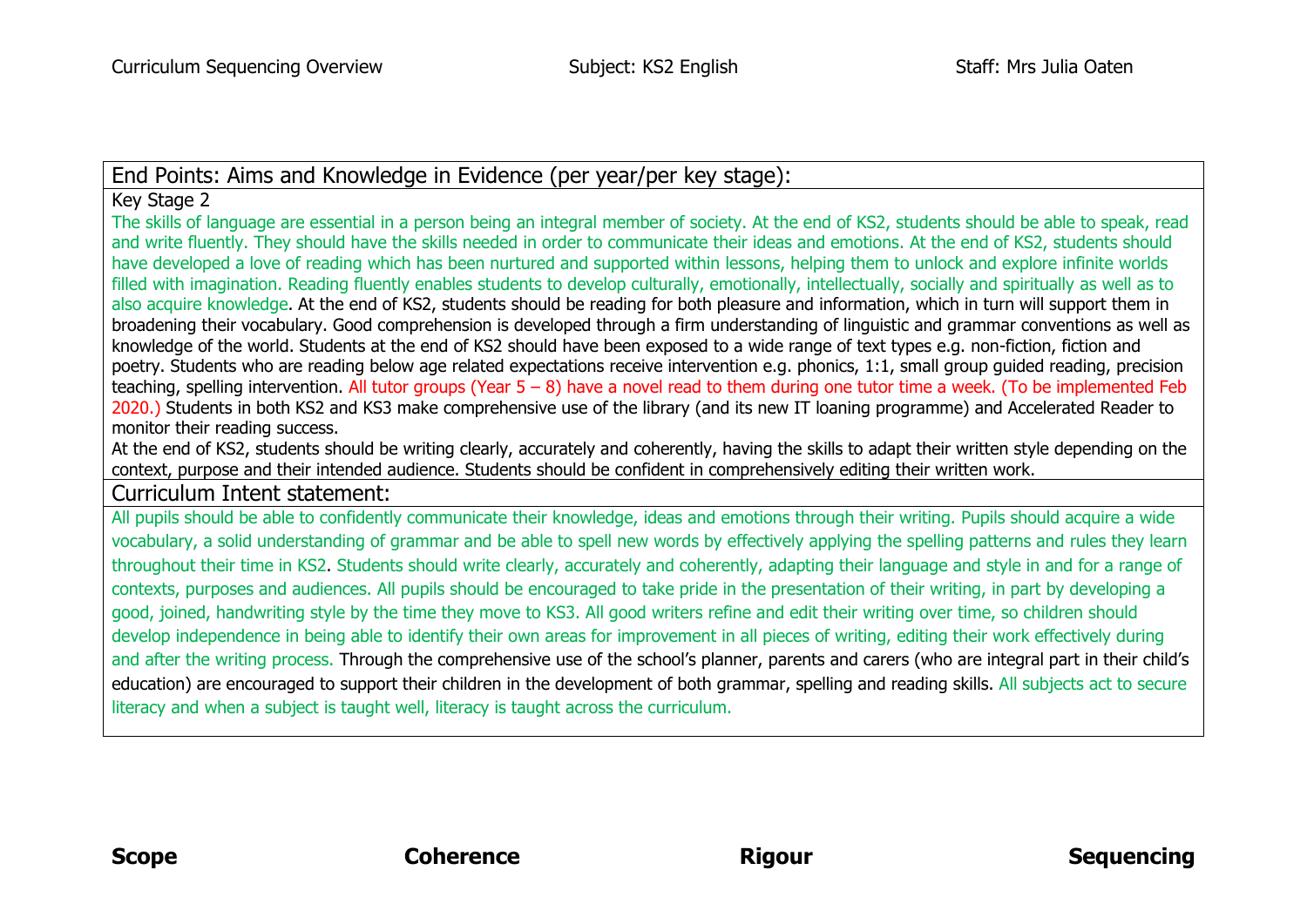Curriculum Sequencing Overview Subject: KS2 English Staff: Mrs Julia Oaten

## End Points: Aims and Knowledge in Evidence (per year/per key stage):

Key Stage 2

The skills of language are essential in a person being an integral member of society. At the end of KS2, students should be able to speak, read and write fluently. They should have the skills needed in order to communicate their ideas and emotions. At the end of KS2, students should have developed a love of reading which has been nurtured and supported within lessons, helping them to unlock and explore infinite worlds filled with imagination. Reading fluently enables students to develop culturally, emotionally, intellectually, socially and spiritually as well as to also acquire knowledge. At the end of KS2, students should be reading for both pleasure and information, which in turn will support them in broadening their vocabulary. Good comprehension is developed through a firm understanding of linguistic and grammar conventions as well as knowledge of the world. Students at the end of KS2 should have been exposed to a wide range of text types e.g. non-fiction, fiction and poetry. Students who are reading below age related expectations receive intervention e.g. phonics, 1:1, small group guided reading, precision teaching, spelling intervention. All tutor groups (Year 5 – 8) have a novel read to them during one tutor time a week. (To be implemented Feb 2020.) Students in both KS2 and KS3 make comprehensive use of the library (and its new IT loaning programme) and Accelerated Reader to monitor their reading success.

At the end of KS2, students should be writing clearly, accurately and coherently, having the skills to adapt their written style depending on the context, purpose and their intended audience. Students should be confident in comprehensively editing their written work.

## Curriculum Intent statement:

All pupils should be able to confidently communicate their knowledge, ideas and emotions through their writing. Pupils should acquire a wide vocabulary, a solid understanding of grammar and be able to spell new words by effectively applying the spelling patterns and rules they learn throughout their time in KS2. Students should write clearly, accurately and coherently, adapting their language and style in and for a range of contexts, purposes and audiences. All pupils should be encouraged to take pride in the presentation of their writing, in part by developing a good, joined, handwriting style by the time they move to KS3. All good writers refine and edit their writing over time, so children should develop independence in being able to identify their own areas for improvement in all pieces of writing, editing their work effectively during and after the writing process. Through the comprehensive use of the school's planner, parents and carers (who are integral part in their child's education) are encouraged to support their children in the development of both grammar, spelling and reading skills. All subjects act to secure literacy and when a subject is taught well, literacy is taught across the curriculum.

**Scope** **Coherence** **Rigour** **Sequencing**